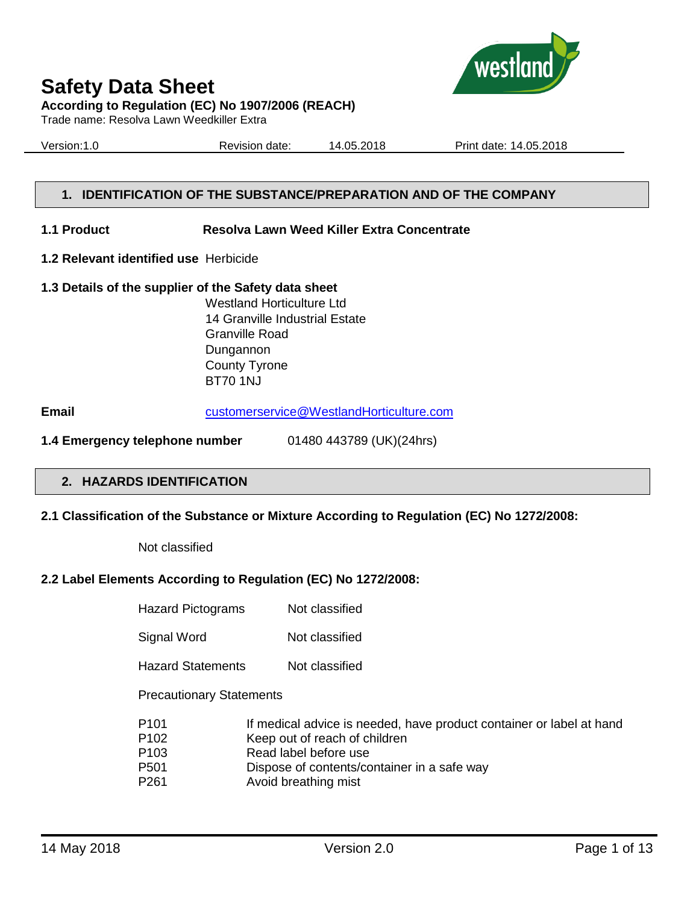# Safety Data Sheet

**According to Regulation (EC) No 1907/2006 (REACH)**

Trade name: Resolva Lawn Weedkiller Extra

Version:1.0 Revision date: 14.05.2018 Print date: 14.05.2018

## 1. IDENTIFICATION OF THE SUBSTANCE/PREPARATION AND OF THE COMPANY

**1.1 Product** **Resolva Lawn Weed Killer Extra Concentrate**

**1.2 Relevant identified use** Herbicide

**1.3 Details of the supplier of the Safety data sheet**

Westland Horticulture Ltd
14 Granville Industrial Estate
Granville Road
Dungannon
County Tyrone
BT70 1NJ

**Email** customerservice@WestlandHorticulture.com

**1.4 Emergency telephone number** 01480 443789 (UK)(24hrs)

## 2. HAZARDS IDENTIFICATION

**2.1 Classification of the Substance or Mixture According to Regulation (EC) No 1272/2008:**

Not classified

**2.2 Label Elements According to Regulation (EC) No 1272/2008:**

| | |
|---|---|
| Hazard Pictograms | Not classified |
| Signal Word | Not classified |
| Hazard Statements | Not classified |

Precautionary Statements

| | |
|---|---|
| P101 | If medical advice is needed, have product container or label at hand |
| P102 | Keep out of reach of children |
| P103 | Read label before use |
| P501 | Dispose of contents/container in a safe way |
| P261 | Avoid breathing mist |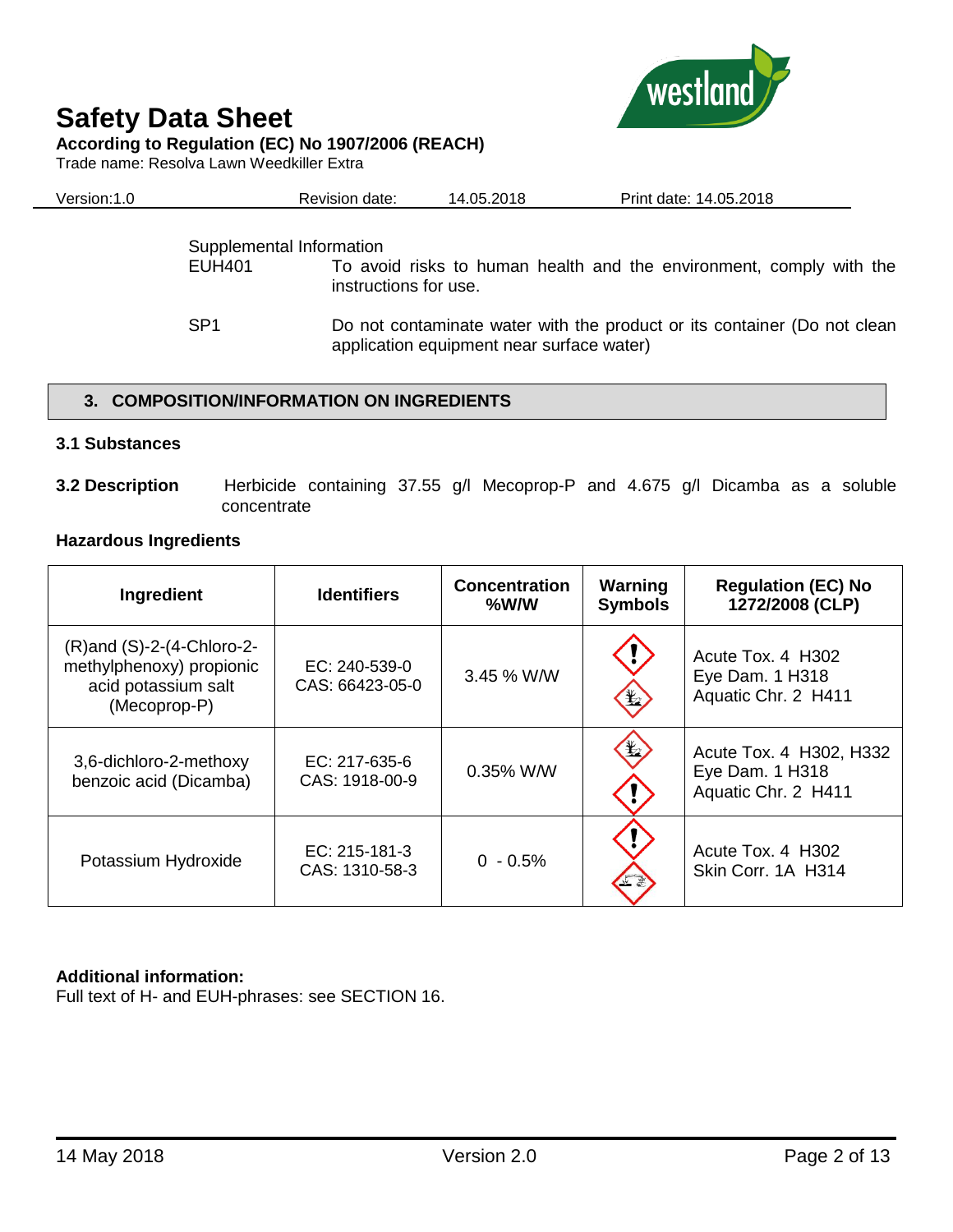Supplemental Information

| | |
|---|---|
| EUH401 | To avoid risks to human health and the environment, comply with the instructions for use. |
| SP1 | Do not contaminate water with the product or its container (Do not clean application equipment near surface water) |

## 3. COMPOSITION/INFORMATION ON INGREDIENTS

### 3.1 Substances

**3.2 Description** Herbicide containing 37.55 g/l Mecoprop-P and 4.675 g/l Dicamba as a soluble concentrate

**Hazardous Ingredients**

| Ingredient | Identifiers | Concentration %W/W | Warning Symbols | Regulation (EC) No 1272/2008 (CLP) |
|---|---|---|---|---|
| (R)and (S)-2-(4-Chloro-2-methylphenoxy) propionic acid potassium salt (Mecoprop-P) | EC: 240-539-0<br>CAS: 66423-05-0 | 3.45 % W/W | | Acute Tox. 4 H302<br>Eye Dam. 1 H318<br>Aquatic Chr. 2 H411 |
| 3,6-dichloro-2-methoxy benzoic acid (Dicamba) | EC: 217-635-6<br>CAS: 1918-00-9 | 0.35% W/W | | Acute Tox. 4 H302, H332<br>Eye Dam. 1 H318<br>Aquatic Chr. 2 H411 |
| Potassium Hydroxide | EC: 215-181-3<br>CAS: 1310-58-3 | 0 - 0.5% | | Acute Tox. 4 H302<br>Skin Corr. 1A H314 |

**Additional information:**
Full text of H- and EUH-phrases: see SECTION 16.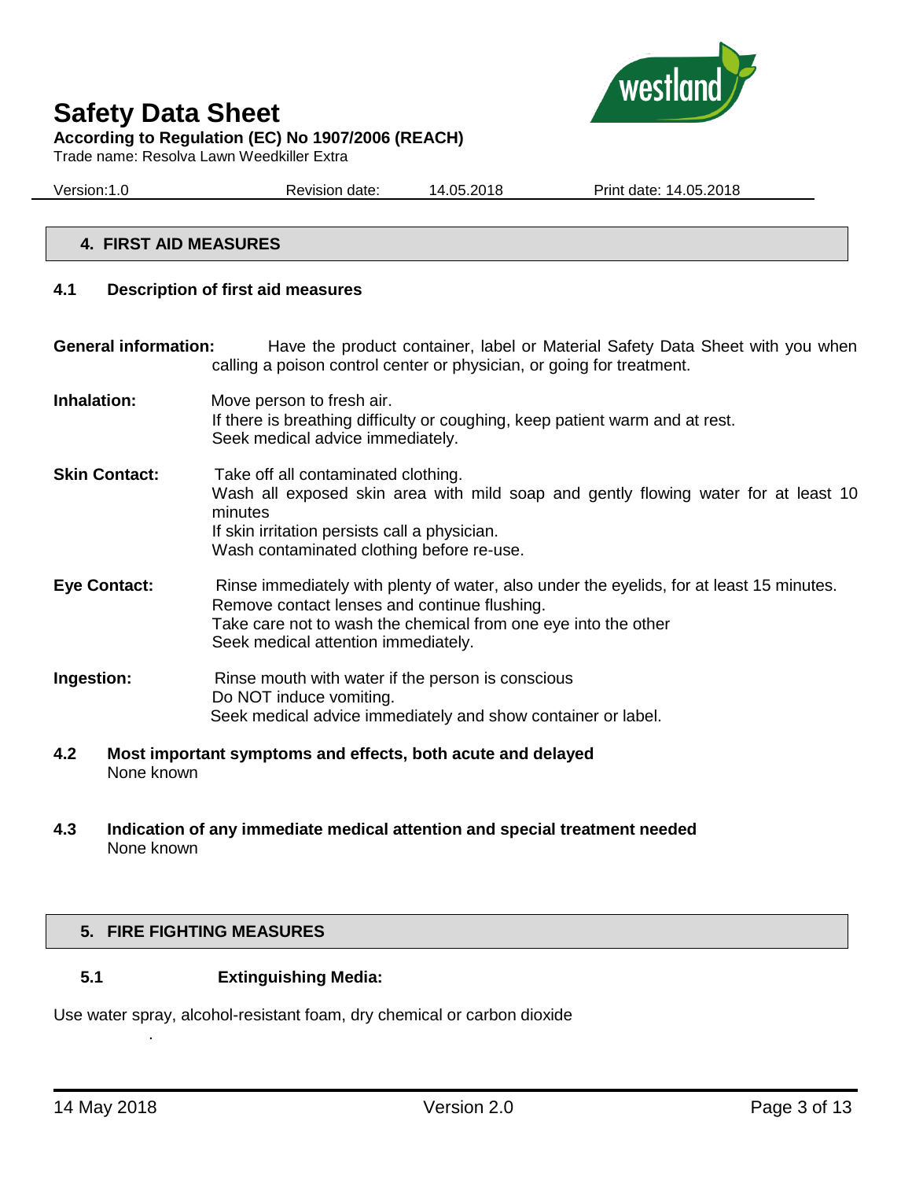## 4. FIRST AID MEASURES

### 4.1 Description of first aid measures

**General information:** Have the product container, label or Material Safety Data Sheet with you when calling a poison control center or physician, or going for treatment.

**Inhalation:** Move person to fresh air.
If there is breathing difficulty or coughing, keep patient warm and at rest.
Seek medical advice immediately.

**Skin Contact:** Take off all contaminated clothing.
Wash all exposed skin area with mild soap and gently flowing water for at least 10 minutes
If skin irritation persists call a physician.
Wash contaminated clothing before re-use.

**Eye Contact:** Rinse immediately with plenty of water, also under the eyelids, for at least 15 minutes.
Remove contact lenses and continue flushing.
Take care not to wash the chemical from one eye into the other
Seek medical attention immediately.

**Ingestion:** Rinse mouth with water if the person is conscious
Do NOT induce vomiting.
Seek medical advice immediately and show container or label.

### 4.2 Most important symptoms and effects, both acute and delayed

None known

### 4.3 Indication of any immediate medical attention and special treatment needed

None known

## 5. FIRE FIGHTING MEASURES

### 5.1 Extinguishing Media:

Use water spray, alcohol-resistant foam, dry chemical or carbon dioxide

.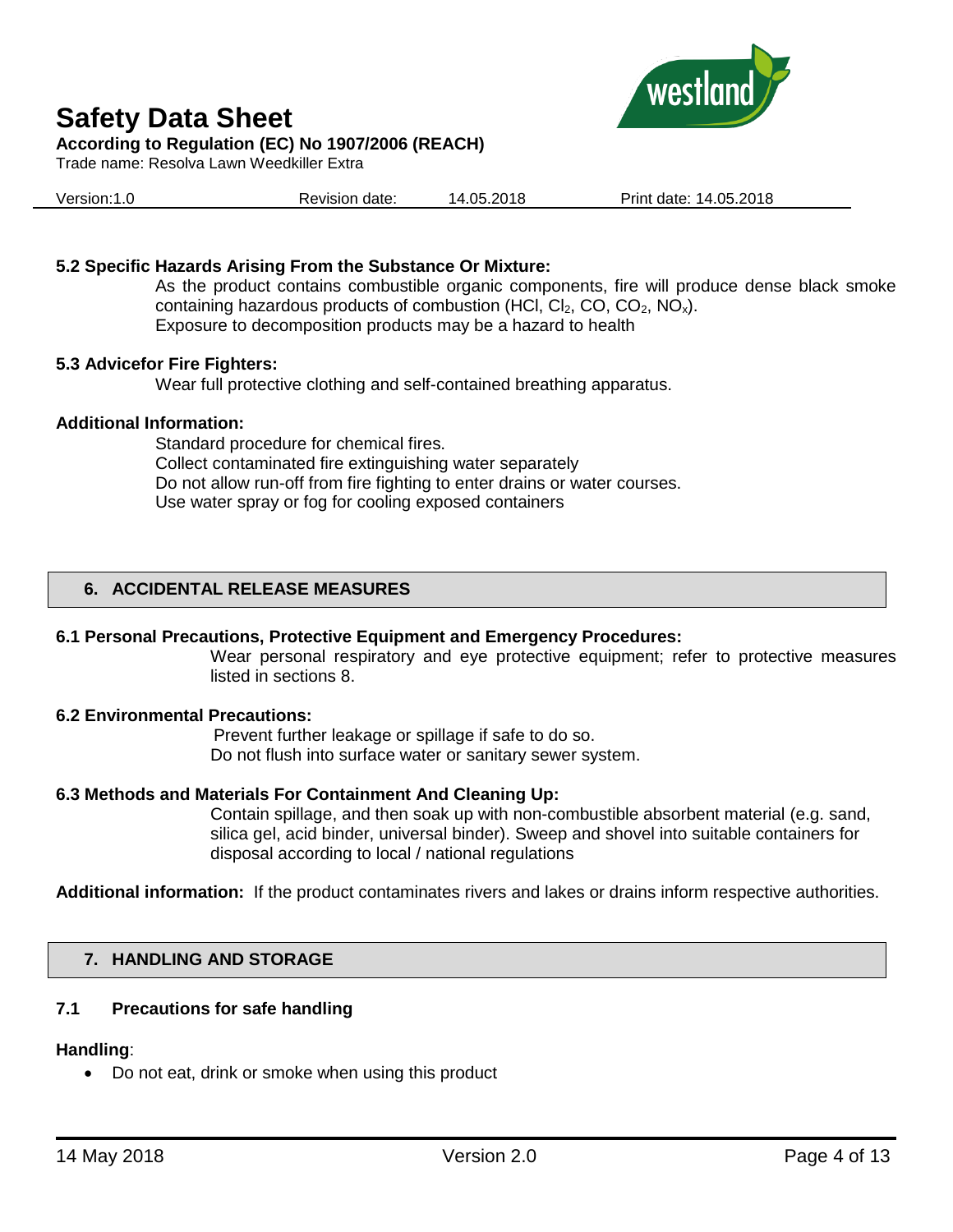**5.2 Specific Hazards Arising From the Substance Or Mixture:**

As the product contains combustible organic components, fire will produce dense black smoke containing hazardous products of combustion (HCl, $Cl_2$, CO, $CO_2$, $NO_x$).
Exposure to decomposition products may be a hazard to health

**5.3 Advicefor Fire Fighters:**

Wear full protective clothing and self-contained breathing apparatus.

**Additional Information:**

Standard procedure for chemical fires.
Collect contaminated fire extinguishing water separately
Do not allow run-off from fire fighting to enter drains or water courses.
Use water spray or fog for cooling exposed containers

## 6. ACCIDENTAL RELEASE MEASURES

**6.1 Personal Precautions, Protective Equipment and Emergency Procedures:**

Wear personal respiratory and eye protective equipment; refer to protective measures listed in sections 8.

**6.2 Environmental Precautions:**

Prevent further leakage or spillage if safe to do so.
Do not flush into surface water or sanitary sewer system.

**6.3 Methods and Materials For Containment And Cleaning Up:**

Contain spillage, and then soak up with non-combustible absorbent material (e.g. sand, silica gel, acid binder, universal binder). Sweep and shovel into suitable containers for disposal according to local / national regulations

**Additional information:** If the product contaminates rivers and lakes or drains inform respective authorities.

## 7. HANDLING AND STORAGE

### 7.1 Precautions for safe handling

**Handling**:

- Do not eat, drink or smoke when using this product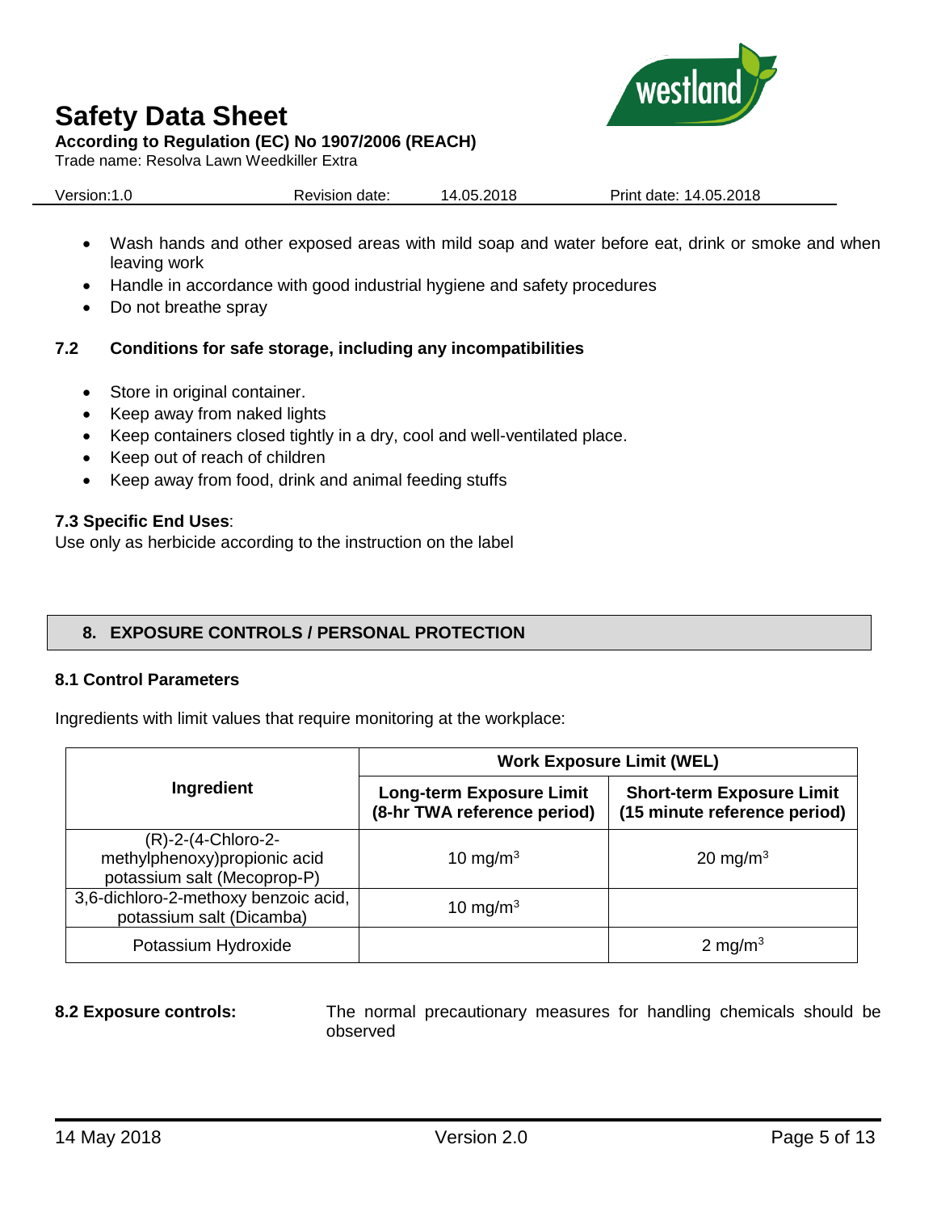- Wash hands and other exposed areas with mild soap and water before eat, drink or smoke and when leaving work
- Handle in accordance with good industrial hygiene and safety procedures
- Do not breathe spray

### 7.2 Conditions for safe storage, including any incompatibilities

- Store in original container.
- Keep away from naked lights
- Keep containers closed tightly in a dry, cool and well-ventilated place.
- Keep out of reach of children
- Keep away from food, drink and animal feeding stuffs

**7.3 Specific End Uses**:
Use only as herbicide according to the instruction on the label

## 8. EXPOSURE CONTROLS / PERSONAL PROTECTION

### 8.1 Control Parameters

Ingredients with limit values that require monitoring at the workplace:

| Ingredient | Work Exposure Limit (WEL) | |
|---|---|---|
| | Long-term Exposure Limit (8-hr TWA reference period) | Short-term Exposure Limit (15 minute reference period) |
| (R)-2-(4-Chloro-2-methylphenoxy)propionic acid potassium salt (Mecoprop-P) | 10 mg/m$^3$ | 20 mg/m$^3$ |
| 3,6-dichloro-2-methoxy benzoic acid, potassium salt (Dicamba) | 10 mg/m$^3$ | |
| Potassium Hydroxide | | 2 mg/m$^3$ |

**8.2 Exposure controls:** The normal precautionary measures for handling chemicals should be observed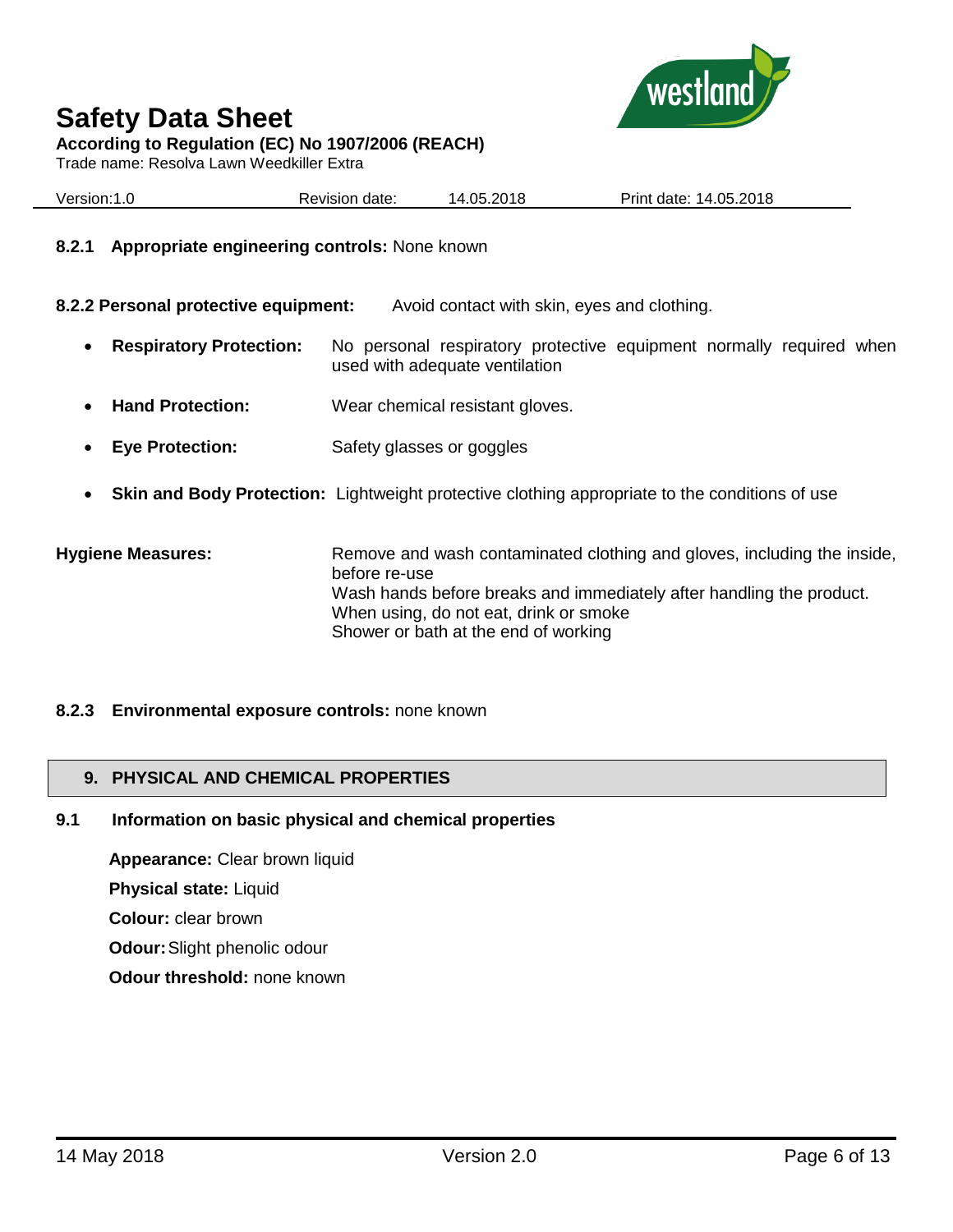**8.2.1 Appropriate engineering controls:** None known

**8.2.2 Personal protective equipment:** Avoid contact with skin, eyes and clothing.

- **Respiratory Protection:** No personal respiratory protective equipment normally required when used with adequate ventilation
- **Hand Protection:** Wear chemical resistant gloves.
- **Eye Protection:** Safety glasses or goggles
- **Skin and Body Protection:** Lightweight protective clothing appropriate to the conditions of use

**Hygiene Measures:** Remove and wash contaminated clothing and gloves, including the inside, before re-use
Wash hands before breaks and immediately after handling the product.
When using, do not eat, drink or smoke
Shower or bath at the end of working

**8.2.3 Environmental exposure controls:** none known

## 9. PHYSICAL AND CHEMICAL PROPERTIES

### 9.1 Information on basic physical and chemical properties

**Appearance:** Clear brown liquid

**Physical state:** Liquid

**Colour:** clear brown

**Odour:** Slight phenolic odour

**Odour threshold:** none known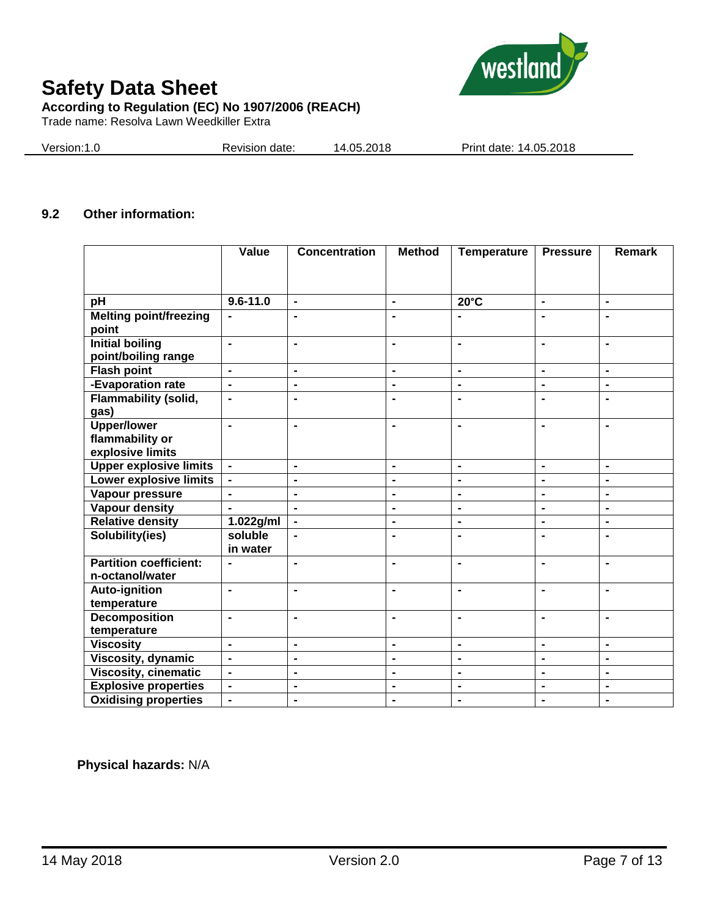### 9.2 Other information:

| | Value | Concentration | Method | Temperature | Pressure | Remark |
|---|---|---|---|---|---|---|
| **pH** | **9.6-11.0** | **-** | **-** | **20°C** | **-** | **-** |
| **Melting point/freezing point** | **-** | **-** | **-** | **-** | **-** | **-** |
| **Initial boiling point/boiling range** | **-** | **-** | **-** | **-** | **-** | **-** |
| **Flash point** | **-** | **-** | **-** | **-** | **-** | **-** |
| **-Evaporation rate** | **-** | **-** | **-** | **-** | **-** | **-** |
| **Flammability (solid, gas)** | **-** | **-** | **-** | **-** | **-** | **-** |
| **Upper/lower flammability or explosive limits** | **-** | **-** | **-** | **-** | **-** | **-** |
| **Upper explosive limits** | **-** | **-** | **-** | **-** | **-** | **-** |
| **Lower explosive limits** | **-** | **-** | **-** | **-** | **-** | **-** |
| **Vapour pressure** | **-** | **-** | **-** | **-** | **-** | **-** |
| **Vapour density** | **-** | **-** | **-** | **-** | **-** | **-** |
| **Relative density** | **1.022g/ml** | **-** | **-** | **-** | **-** | **-** |
| **Solubility(ies)** | **soluble in water** | **-** | **-** | **-** | **-** | **-** |
| **Partition coefficient: n-octanol/water** | **-** | **-** | **-** | **-** | **-** | **-** |
| **Auto-ignition temperature** | **-** | **-** | **-** | **-** | **-** | **-** |
| **Decomposition temperature** | **-** | **-** | **-** | **-** | **-** | **-** |
| **Viscosity** | **-** | **-** | **-** | **-** | **-** | **-** |
| **Viscosity, dynamic** | **-** | **-** | **-** | **-** | **-** | **-** |
| **Viscosity, cinematic** | **-** | **-** | **-** | **-** | **-** | **-** |
| **Explosive properties** | **-** | **-** | **-** | **-** | **-** | **-** |
| **Oxidising properties** | **-** | **-** | **-** | **-** | **-** | **-** |

**Physical hazards:** N/A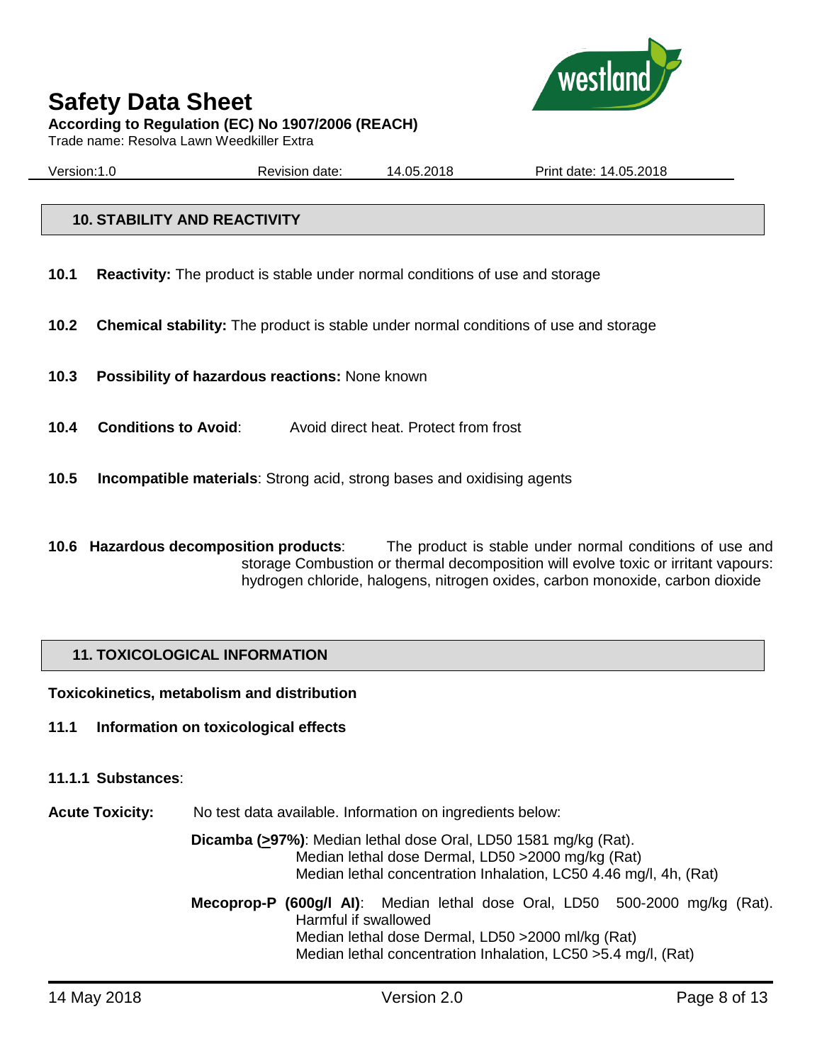## 10. STABILITY AND REACTIVITY

**10.1 Reactivity:** The product is stable under normal conditions of use and storage

**10.2 Chemical stability:** The product is stable under normal conditions of use and storage

**10.3 Possibility of hazardous reactions:** None known

**10.4 Conditions to Avoid**: Avoid direct heat. Protect from frost

**10.5 Incompatible materials**: Strong acid, strong bases and oxidising agents

**10.6 Hazardous decomposition products**: The product is stable under normal conditions of use and storage Combustion or thermal decomposition will evolve toxic or irritant vapours: hydrogen chloride, halogens, nitrogen oxides, carbon monoxide, carbon dioxide

## 11. TOXICOLOGICAL INFORMATION

**Toxicokinetics, metabolism and distribution**

**11.1 Information on toxicological effects**

**11.1.1 Substances**:

**Acute Toxicity:** No test data available. Information on ingredients below:

**Dicamba ($\geq$97%)**: Median lethal dose Oral, LD50 1581 mg/kg (Rat).
Median lethal dose Dermal, LD50 >2000 mg/kg (Rat)
Median lethal concentration Inhalation, LC50 4.46 mg/l, 4h, (Rat)

**Mecoprop-P (600g/l AI)**: Median lethal dose Oral, LD50 500-2000 mg/kg (Rat). Harmful if swallowed
Median lethal dose Dermal, LD50 >2000 ml/kg (Rat)
Median lethal concentration Inhalation, LC50 >5.4 mg/l, (Rat)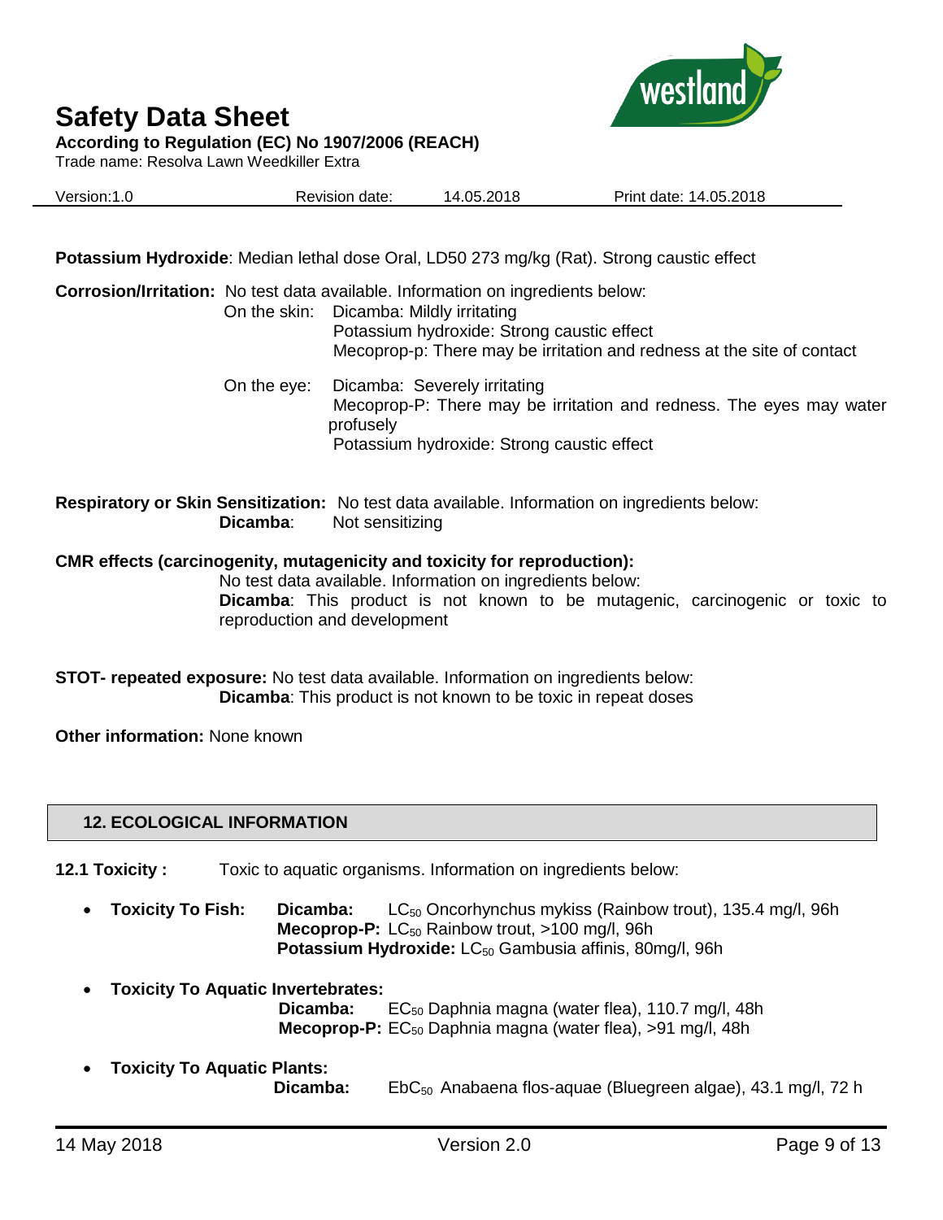**Potassium Hydroxide**: Median lethal dose Oral, LD50 273 mg/kg (Rat). Strong caustic effect

**Corrosion/Irritation:** No test data available. Information on ingredients below:

On the skin: Dicamba: Mildly irritating
Potassium hydroxide: Strong caustic effect
Mecoprop-p: There may be irritation and redness at the site of contact

On the eye: Dicamba: Severely irritating
Mecoprop-P: There may be irritation and redness. The eyes may water profusely
Potassium hydroxide: Strong caustic effect

**Respiratory or Skin Sensitization:** No test data available. Information on ingredients below:
**Dicamba**: Not sensitizing

**CMR effects (carcinogenity, mutagenicity and toxicity for reproduction):**
No test data available. Information on ingredients below:
**Dicamba**: This product is not known to be mutagenic, carcinogenic or toxic to reproduction and development

**STOT- repeated exposure:** No test data available. Information on ingredients below:
**Dicamba**: This product is not known to be toxic in repeat doses

**Other information:** None known

## 12. ECOLOGICAL INFORMATION

**12.1 Toxicity :** Toxic to aquatic organisms. Information on ingredients below:

- **Toxicity To Fish:** **Dicamba:** $LC_{50}$ Oncorhynchus mykiss (Rainbow trout), 135.4 mg/l, 96h
  **Mecoprop-P:** $LC_{50}$ Rainbow trout, >100 mg/l, 96h
  **Potassium Hydroxide:** $LC_{50}$ Gambusia affinis, 80mg/l, 96h

- **Toxicity To Aquatic Invertebrates:**
  **Dicamba:** $EC_{50}$ Daphnia magna (water flea), 110.7 mg/l, 48h
  **Mecoprop-P:** $EC_{50}$ Daphnia magna (water flea), >91 mg/l, 48h

- **Toxicity To Aquatic Plants:**
  **Dicamba:** $EbC_{50}$ Anabaena flos-aquae (Bluegreen algae), 43.1 mg/l, 72 h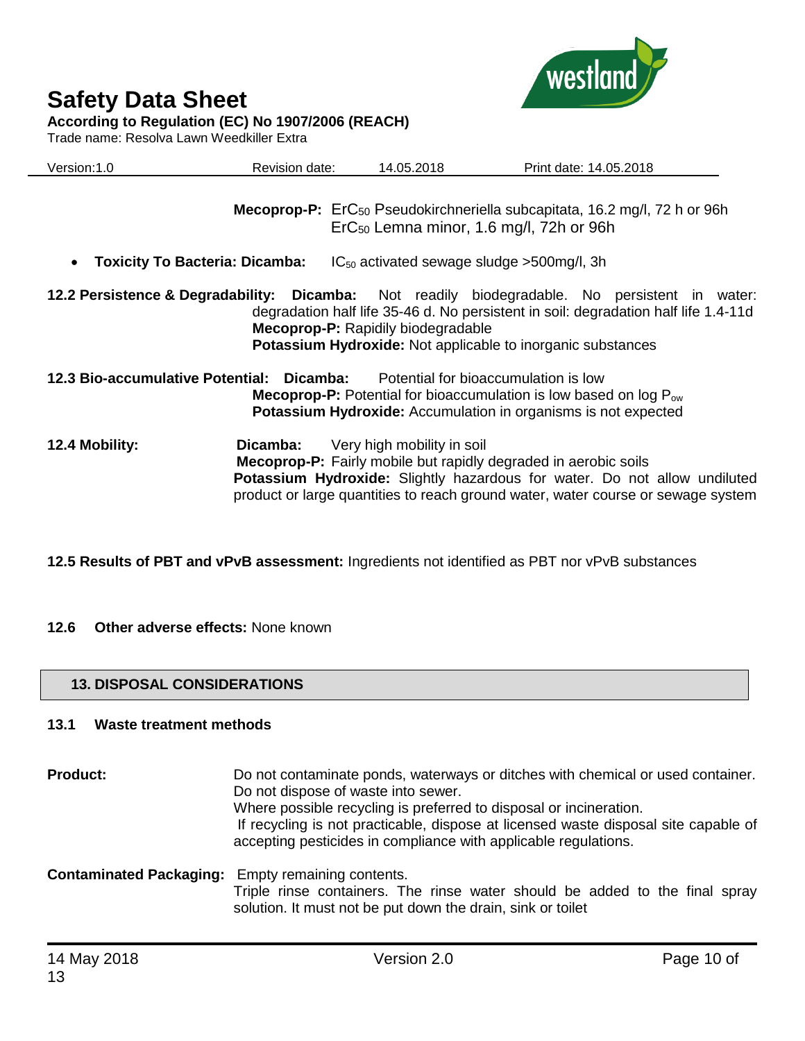**Mecoprop-P:** $ErC_{50}$ Pseudokirchneriella subcapitata, 16.2 mg/l, 72 h or 96h
$ErC_{50}$ Lemna minor, 1.6 mg/l, 72h or 96h

- **Toxicity To Bacteria: Dicamba:** $IC_{50}$ activated sewage sludge >500mg/l, 3h

**12.2 Persistence & Degradability:** **Dicamba:** Not readily biodegradable. No persistent in water: degradation half life 35-46 d. No persistent in soil: degradation half life 1.4-11d
**Mecoprop-P:** Rapidily biodegradable
**Potassium Hydroxide:** Not applicable to inorganic substances

**12.3 Bio-accumulative Potential:** **Dicamba:** Potential for bioaccumulation is low
**Mecoprop-P:** Potential for bioaccumulation is low based on log $P_{ow}$
**Potassium Hydroxide:** Accumulation in organisms is not expected

**12.4 Mobility:** **Dicamba:** Very high mobility in soil
**Mecoprop-P:** Fairly mobile but rapidly degraded in aerobic soils
**Potassium Hydroxide:** Slightly hazardous for water. Do not allow undiluted product or large quantities to reach ground water, water course or sewage system

**12.5 Results of PBT and vPvB assessment:** Ingredients not identified as PBT nor vPvB substances

**12.6 Other adverse effects:** None known

## 13. DISPOSAL CONSIDERATIONS

### 13.1 Waste treatment methods

**Product:** Do not contaminate ponds, waterways or ditches with chemical or used container.
Do not dispose of waste into sewer.
Where possible recycling is preferred to disposal or incineration.
If recycling is not practicable, dispose at licensed waste disposal site capable of accepting pesticides in compliance with applicable regulations.

**Contaminated Packaging:** Empty remaining contents.
Triple rinse containers. The rinse water should be added to the final spray solution. It must not be put down the drain, sink or toilet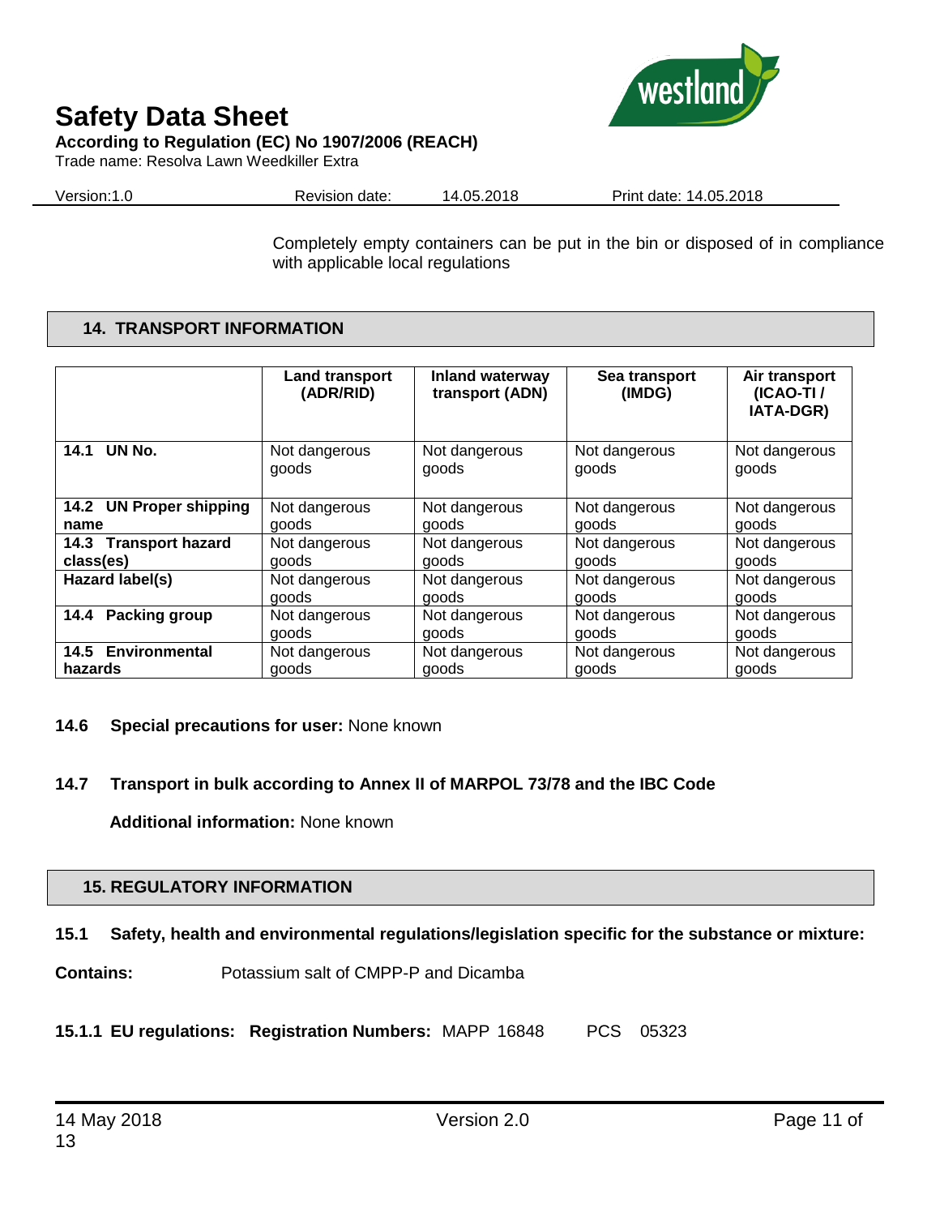Completely empty containers can be put in the bin or disposed of in compliance with applicable local regulations

## 14. TRANSPORT INFORMATION

| | Land transport (ADR/RID) | Inland waterway transport (ADN) | Sea transport (IMDG) | Air transport (ICAO-TI / IATA-DGR) |
|---|---|---|---|---|
| **14.1 UN No.** | Not dangerous goods | Not dangerous goods | Not dangerous goods | Not dangerous goods |
| **14.2 UN Proper shipping name** | Not dangerous goods | Not dangerous goods | Not dangerous goods | Not dangerous goods |
| **14.3 Transport hazard class(es)** | Not dangerous goods | Not dangerous goods | Not dangerous goods | Not dangerous goods |
| **Hazard label(s)** | Not dangerous goods | Not dangerous goods | Not dangerous goods | Not dangerous goods |
| **14.4 Packing group** | Not dangerous goods | Not dangerous goods | Not dangerous goods | Not dangerous goods |
| **14.5 Environmental hazards** | Not dangerous goods | Not dangerous goods | Not dangerous goods | Not dangerous goods |

**14.6 Special precautions for user:** None known

**14.7 Transport in bulk according to Annex II of MARPOL 73/78 and the IBC Code**

**Additional information:** None known

## 15. REGULATORY INFORMATION

**15.1 Safety, health and environmental regulations/legislation specific for the substance or mixture:**

**Contains:** Potassium salt of CMPP-P and Dicamba

**15.1.1 EU regulations: Registration Numbers:** MAPP 16848 PCS 05323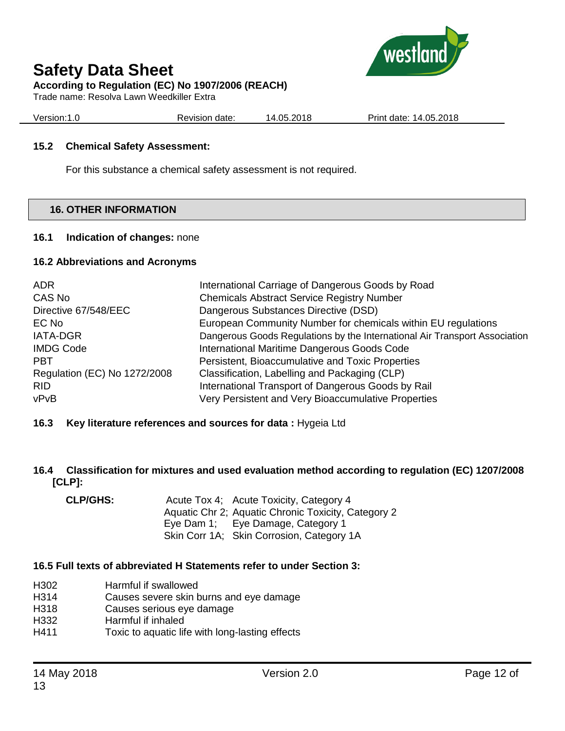### 15.2 Chemical Safety Assessment:

For this substance a chemical safety assessment is not required.

## 16. OTHER INFORMATION

### 16.1 Indication of changes: none

### 16.2 Abbreviations and Acronyms

| | |
|---|---|
| ADR | International Carriage of Dangerous Goods by Road |
| CAS No | Chemicals Abstract Service Registry Number |
| Directive 67/548/EEC | Dangerous Substances Directive (DSD) |
| EC No | European Community Number for chemicals within EU regulations |
| IATA-DGR | Dangerous Goods Regulations by the International Air Transport Association |
| IMDG Code | International Maritime Dangerous Goods Code |
| PBT | Persistent, Bioaccumulative and Toxic Properties |
| Regulation (EC) No 1272/2008 | Classification, Labelling and Packaging (CLP) |
| RID | International Transport of Dangerous Goods by Rail |
| vPvB | Very Persistent and Very Bioaccumulative Properties |

### 16.3 Key literature references and sources for data : Hygeia Ltd

### 16.4 Classification for mixtures and used evaluation method according to regulation (EC) 1207/2008 [CLP]:

**CLP/GHS:**

| | |
|---|---|
| Acute Tox 4; | Acute Toxicity, Category 4 |
| Aquatic Chr 2; | Aquatic Chronic Toxicity, Category 2 |
| Eye Dam 1; | Eye Damage, Category 1 |
| Skin Corr 1A; | Skin Corrosion, Category 1A |

### 16.5 Full texts of abbreviated H Statements refer to under Section 3:

| | |
|---|---|
| H302 | Harmful if swallowed |
| H314 | Causes severe skin burns and eye damage |
| H318 | Causes serious eye damage |
| H332 | Harmful if inhaled |
| H411 | Toxic to aquatic life with long-lasting effects |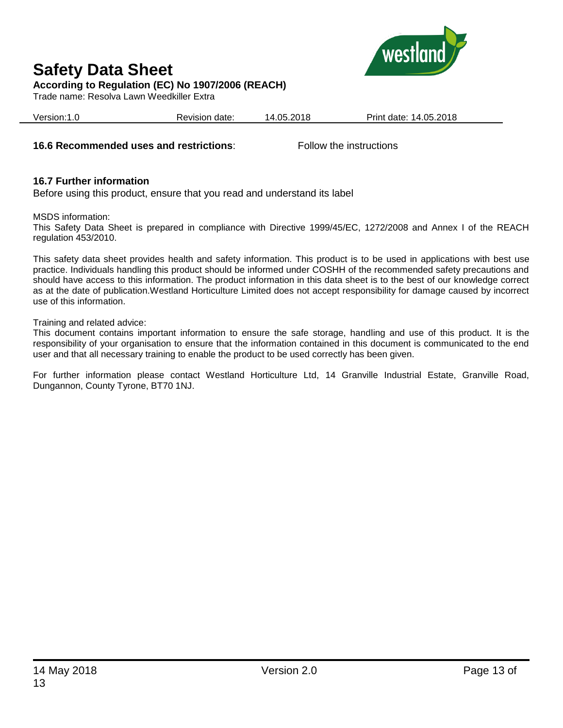**16.6 Recommended uses and restrictions**: Follow the instructions

### 16.7 Further information

Before using this product, ensure that you read and understand its label

MSDS information:
This Safety Data Sheet is prepared in compliance with Directive 1999/45/EC, 1272/2008 and Annex I of the REACH regulation 453/2010.

This safety data sheet provides health and safety information. This product is to be used in applications with best use practice. Individuals handling this product should be informed under COSHH of the recommended safety precautions and should have access to this information. The product information in this data sheet is to the best of our knowledge correct as at the date of publication.Westland Horticulture Limited does not accept responsibility for damage caused by incorrect use of this information.

Training and related advice:
This document contains important information to ensure the safe storage, handling and use of this product. It is the responsibility of your organisation to ensure that the information contained in this document is communicated to the end user and that all necessary training to enable the product to be used correctly has been given.

For further information please contact Westland Horticulture Ltd, 14 Granville Industrial Estate, Granville Road, Dungannon, County Tyrone, BT70 1NJ.